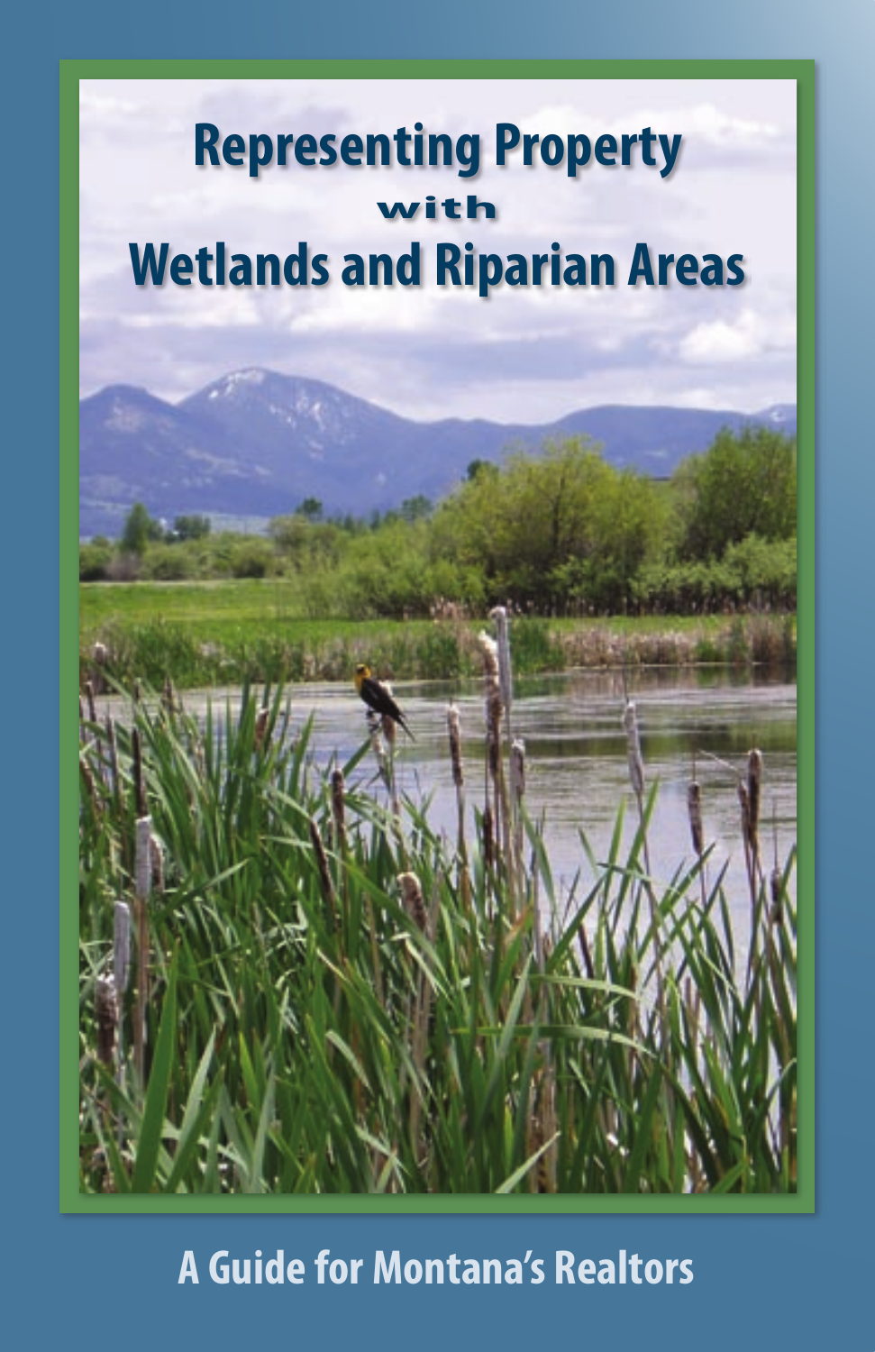# Representing Property with Wetlands and Riparian Areas

## A Guide for Montana's Realtors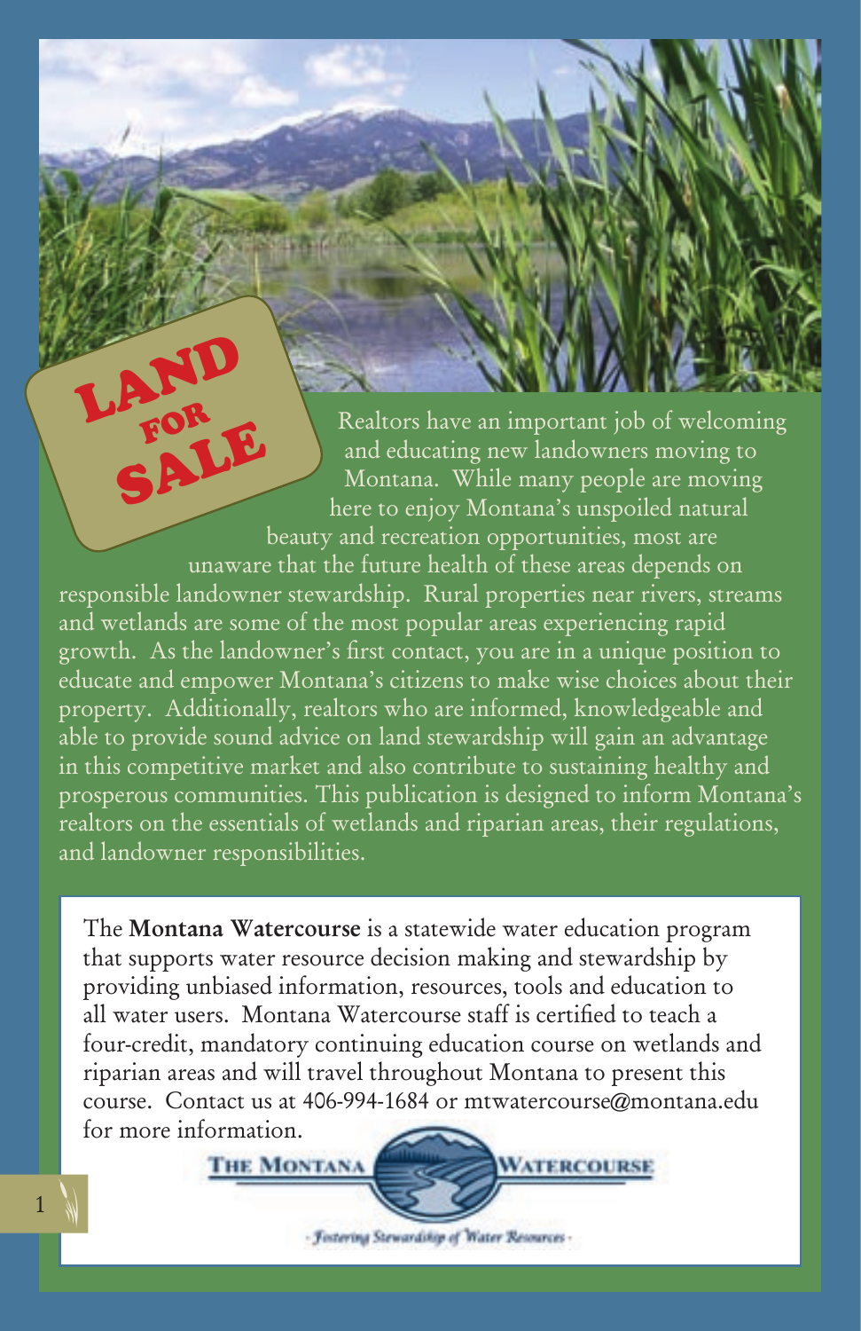# LAND FOR SALE

Realtors have an important job of welcoming and educating new landowners moving to Montana. While many people are moving here to enjoy Montana's unspoiled natural beauty and recreation opportunities, most are unaware that the future health of these areas depends on responsible landowner stewardship. Rural properties near rivers, streams and wetlands are some of the most popular areas experiencing rapid growth. As the landowner's first contact, you are in a unique position to educate and empower Montana's citizens to make wise choices about their property. Additionally, realtors who are informed, knowledgeable and able to provide sound advice on land stewardship will gain an advantage in this competitive market and also contribute to sustaining healthy and prosperous communities. This publication is designed to inform Montana's realtors on the essentials of wetlands and riparian areas, their regulations, and landowner responsibilities.

The **Montana Watercourse** is a statewide water education program that supports water resource decision making and stewardship by providing unbiased information, resources, tools and education to all water users. Montana Watercourse staff is certified to teach a four-credit, mandatory continuing education course on wetlands and riparian areas and will travel throughout Montana to present this course. Contact us at 406-994-1684 or mtwatercourse@montana.edu for more information.

THE MONTANA WATERCOURSE

*- Fostering Stewardship of Water Resources -*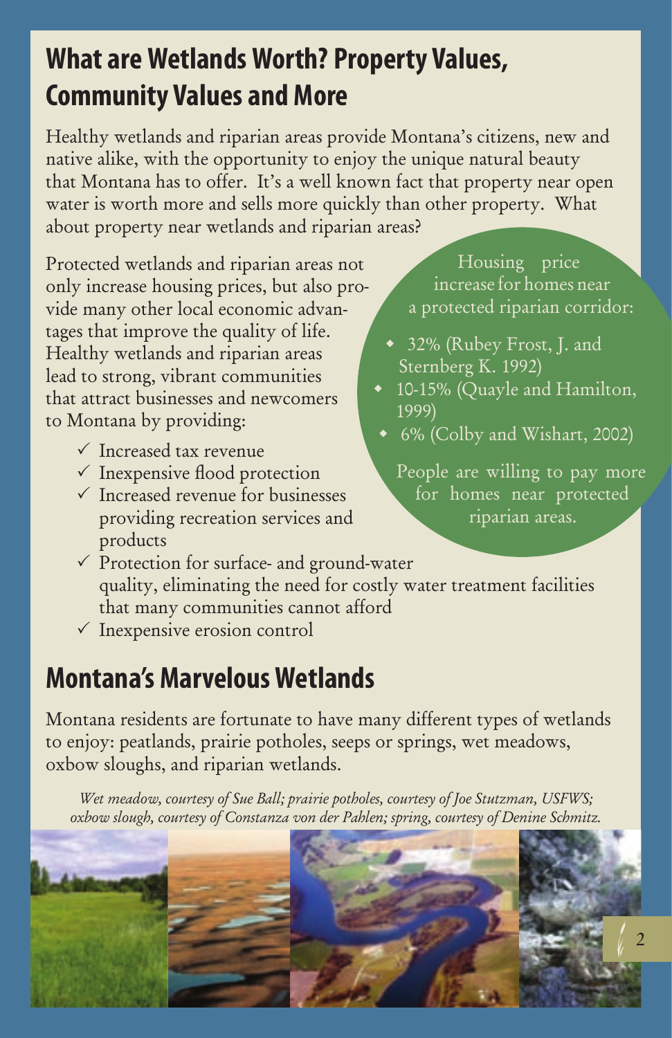## What are Wetlands Worth? Property Values, Community Values and More

Healthy wetlands and riparian areas provide Montana's citizens, new and native alike, with the opportunity to enjoy the unique natural beauty that Montana has to offer. It's a well known fact that property near open water is worth more and sells more quickly than other property. What about property near wetlands and riparian areas?

Protected wetlands and riparian areas not only increase housing prices, but also provide many other local economic advantages that improve the quality of life. Healthy wetlands and riparian areas lead to strong, vibrant communities that attract businesses and newcomers to Montana by providing:

- ✓ Increased tax revenue
- ✓ Inexpensive flood protection
- ✓ Increased revenue for businesses providing recreation services and products
- ✓ Protection for surface- and ground-water quality, eliminating the need for costly water treatment facilities that many communities cannot afford
- ✓ Inexpensive erosion control

Housing price increase for homes near a protected riparian corridor:

- 32% (Rubey Frost, J. and Sternberg K. 1992)
- 10-15% (Quayle and Hamilton, 1999)
- 6% (Colby and Wishart, 2002)

People are willing to pay more for homes near protected riparian areas.

## Montana's Marvelous Wetlands

Montana residents are fortunate to have many different types of wetlands to enjoy: peatlands, prairie potholes, seeps or springs, wet meadows, oxbow sloughs, and riparian wetlands.

*Wet meadow, courtesy of Sue Ball; prairie potholes, courtesy of Joe Stutzman, USFWS; oxbow slough, courtesy of Constanza von der Pahlen; spring, courtesy of Denine Schmitz.*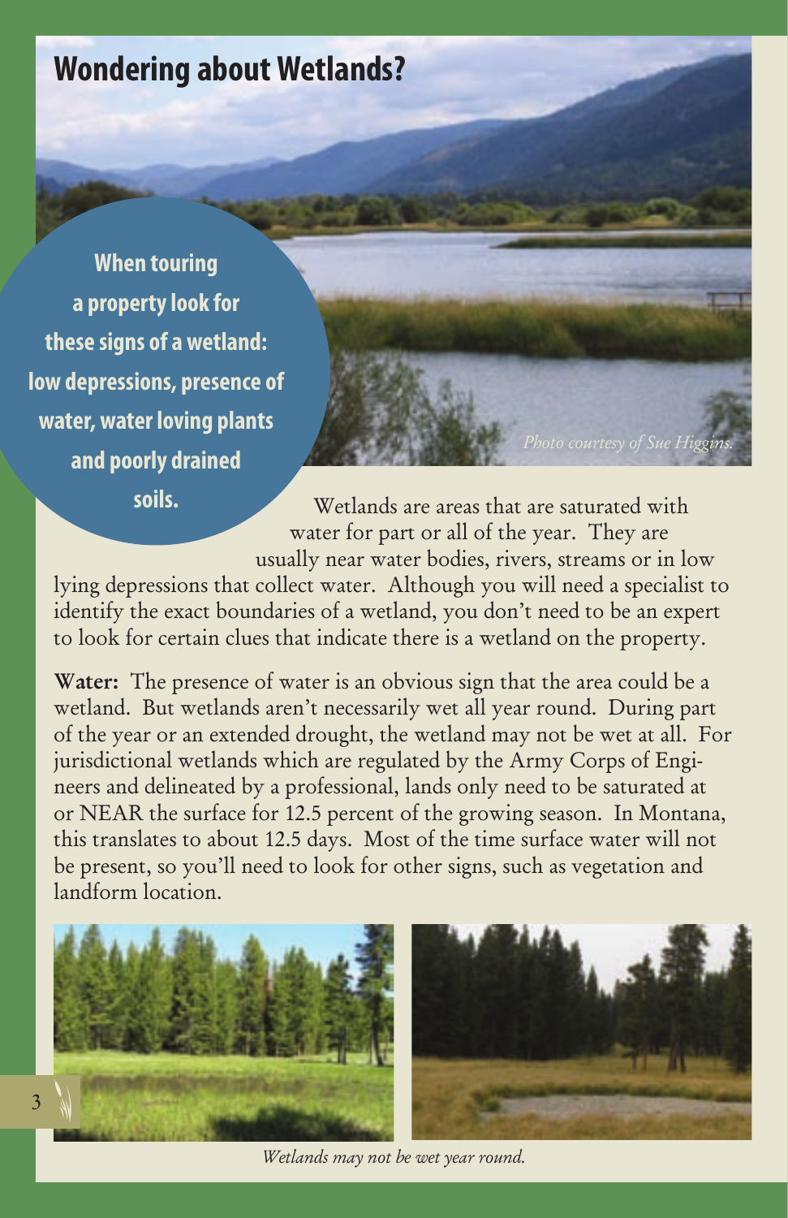## Wondering about Wetlands?

**When touring a property look for these signs of a wetland: low depressions, presence of water, water loving plants and poorly drained soils.**

*Photo courtesy of Sue Higgins.*

Wetlands are areas that are saturated with water for part or all of the year. They are usually near water bodies, rivers, streams or in low lying depressions that collect water. Although you will need a specialist to identify the exact boundaries of a wetland, you don't need to be an expert to look for certain clues that indicate there is a wetland on the property.

**Water:** The presence of water is an obvious sign that the area could be a wetland. But wetlands aren't necessarily wet all year round. During part of the year or an extended drought, the wetland may not be wet at all. For jurisdictional wetlands which are regulated by the Army Corps of Engineers and delineated by a professional, lands only need to be saturated at or NEAR the surface for 12.5 percent of the growing season. In Montana, this translates to about 12.5 days. Most of the time surface water will not be present, so you'll need to look for other signs, such as vegetation and landform location.

*Wetlands may not be wet year round.*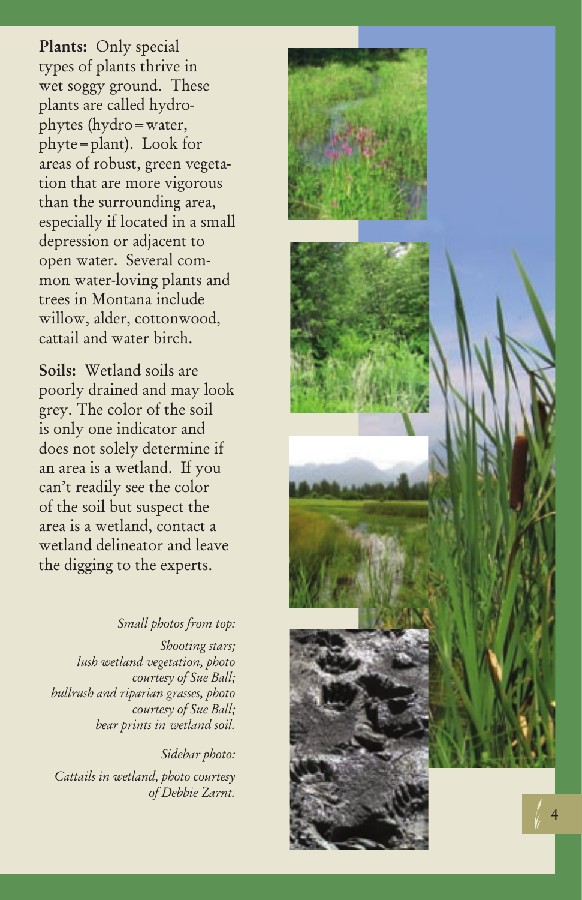**Plants:** Only special types of plants thrive in wet soggy ground. These plants are called hydrophytes (hydro = water, phyte = plant). Look for areas of robust, green vegetation that are more vigorous than the surrounding area, especially if located in a small depression or adjacent to open water. Several common water-loving plants and trees in Montana include willow, alder, cottonwood, cattail and water birch.

**Soils:** Wetland soils are poorly drained and may look grey. The color of the soil is only one indicator and does not solely determine if an area is a wetland. If you can't readily see the color of the soil but suspect the area is a wetland, contact a wetland delineator and leave the digging to the experts.

*Small photos from top:*

*Shooting stars; lush wetland vegetation, photo courtesy of Sue Ball; bullrush and riparian grasses, photo courtesy of Sue Ball; bear prints in wetland soil.*

*Sidebar photo:*

*Cattails in wetland, photo courtesy of Debbie Zarnt.*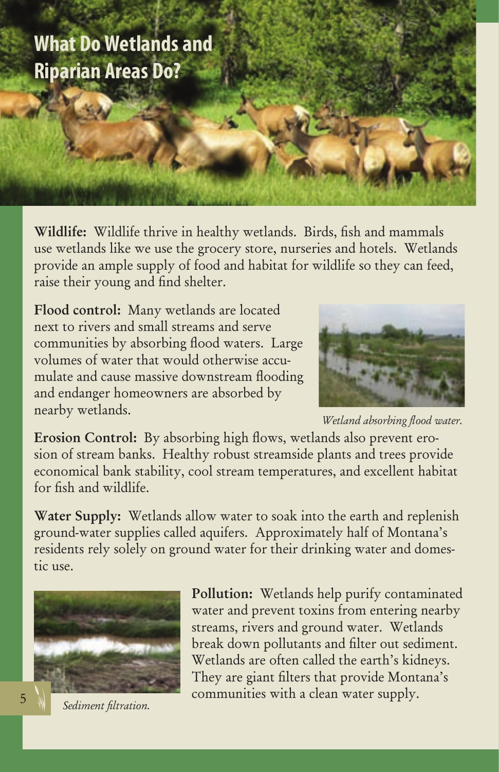# What Do Wetlands and Riparian Areas Do?

**Wildlife:** Wildlife thrive in healthy wetlands. Birds, fish and mammals use wetlands like we use the grocery store, nurseries and hotels. Wetlands provide an ample supply of food and habitat for wildlife so they can feed, raise their young and find shelter.

**Flood control:** Many wetlands are located next to rivers and small streams and serve communities by absorbing flood waters. Large volumes of water that would otherwise accumulate and cause massive downstream flooding and endanger homeowners are absorbed by nearby wetlands.

*Wetland absorbing flood water.*

**Erosion Control:** By absorbing high flows, wetlands also prevent erosion of stream banks. Healthy robust streamside plants and trees provide economical bank stability, cool stream temperatures, and excellent habitat for fish and wildlife.

**Water Supply:** Wetlands allow water to soak into the earth and replenish ground-water supplies called aquifers. Approximately half of Montana's residents rely solely on ground water for their drinking water and domestic use.

**Pollution:** Wetlands help purify contaminated water and prevent toxins from entering nearby streams, rivers and ground water. Wetlands break down pollutants and filter out sediment. Wetlands are often called the earth's kidneys. They are giant filters that provide Montana's communities with a clean water supply.

*Sediment filtration.*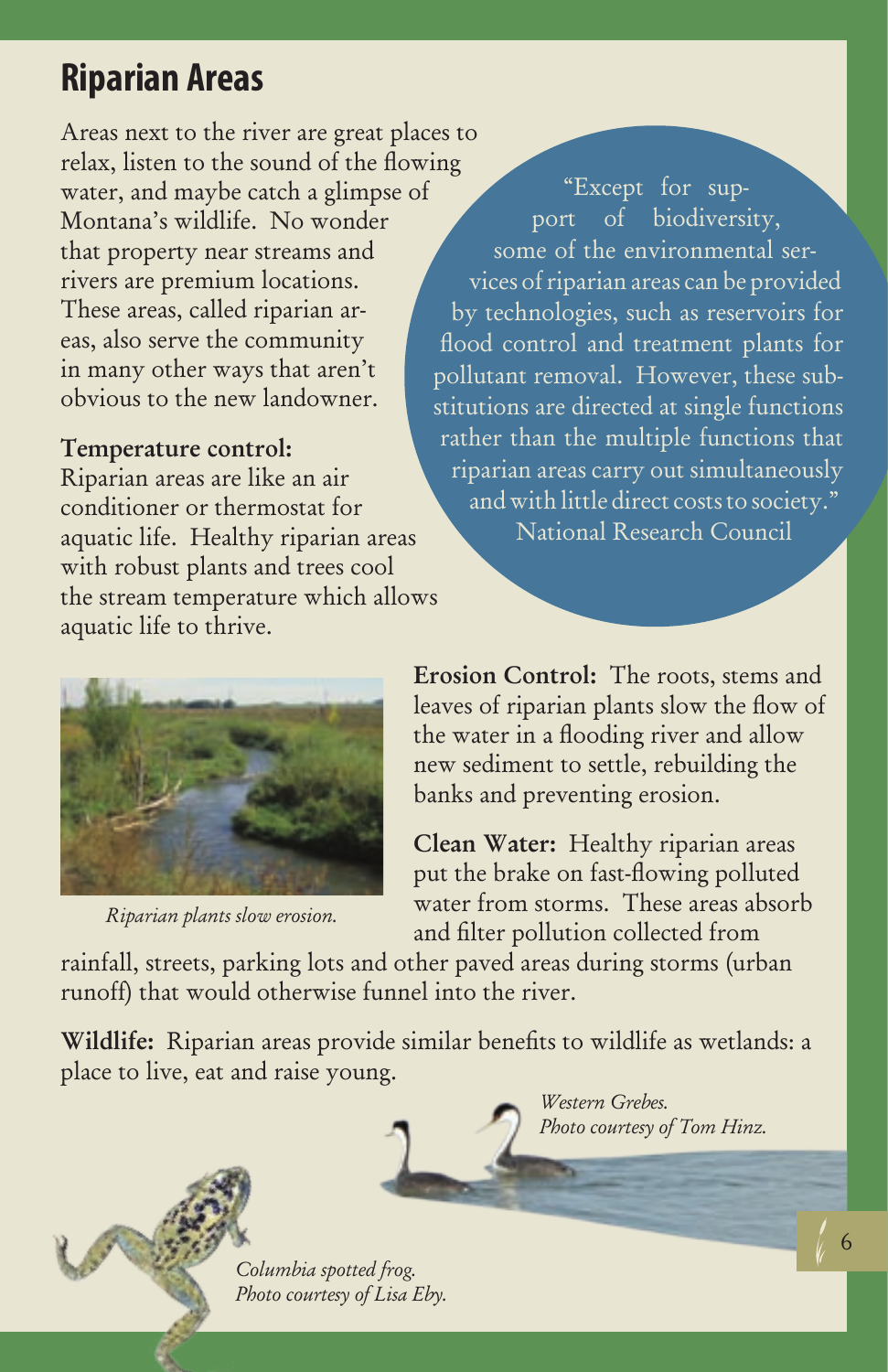## Riparian Areas

Areas next to the river are great places to relax, listen to the sound of the flowing water, and maybe catch a glimpse of Montana's wildlife. No wonder that property near streams and rivers are premium locations. These areas, called riparian areas, also serve the community in many other ways that aren't obvious to the new landowner.

> "Except for support of biodiversity, some of the environmental services of riparian areas can be provided by technologies, such as reservoirs for flood control and treatment plants for pollutant removal. However, these substitutions are directed at single functions rather than the multiple functions that riparian areas carry out simultaneously and with little direct costs to society."
> National Research Council

**Temperature control:**
Riparian areas are like an air conditioner or thermostat for aquatic life. Healthy riparian areas with robust plants and trees cool the stream temperature which allows aquatic life to thrive.

*Riparian plants slow erosion.*

**Erosion Control:** The roots, stems and leaves of riparian plants slow the flow of the water in a flooding river and allow new sediment to settle, rebuilding the banks and preventing erosion.

**Clean Water:** Healthy riparian areas put the brake on fast-flowing polluted water from storms. These areas absorb and filter pollution collected from rainfall, streets, parking lots and other paved areas during storms (urban runoff) that would otherwise funnel into the river.

**Wildlife:** Riparian areas provide similar benefits to wildlife as wetlands: a place to live, eat and raise young.

*Western Grebes. Photo courtesy of Tom Hinz.*

*Columbia spotted frog. Photo courtesy of Lisa Eby.*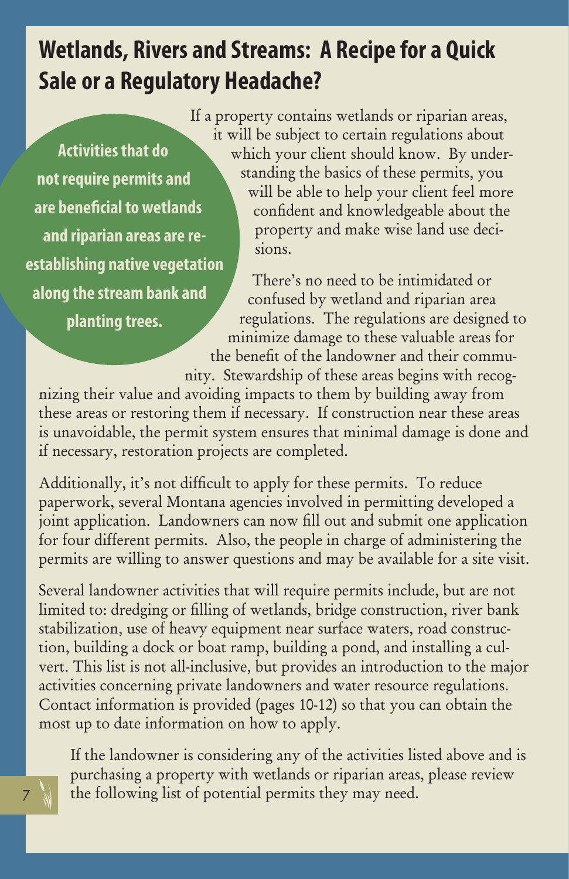# Wetlands, Rivers and Streams: A Recipe for a Quick Sale or a Regulatory Headache?

**Activities that do not require permits and are beneficial to wetlands and riparian areas are re-establishing native vegetation along the stream bank and planting trees.**

If a property contains wetlands or riparian areas, it will be subject to certain regulations about which your client should know. By understanding the basics of these permits, you will be able to help your client feel more confident and knowledgeable about the property and make wise land use decisions.

There's no need to be intimidated or confused by wetland and riparian area regulations. The regulations are designed to minimize damage to these valuable areas for the benefit of the landowner and their community. Stewardship of these areas begins with recognizing their value and avoiding impacts to them by building away from these areas or restoring them if necessary. If construction near these areas is unavoidable, the permit system ensures that minimal damage is done and if necessary, restoration projects are completed.

Additionally, it's not difficult to apply for these permits. To reduce paperwork, several Montana agencies involved in permitting developed a joint application. Landowners can now fill out and submit one application for four different permits. Also, the people in charge of administering the permits are willing to answer questions and may be available for a site visit.

Several landowner activities that will require permits include, but are not limited to: dredging or filling of wetlands, bridge construction, river bank stabilization, use of heavy equipment near surface waters, road construction, building a dock or boat ramp, building a pond, and installing a culvert. This list is not all-inclusive, but provides an introduction to the major activities concerning private landowners and water resource regulations. Contact information is provided (pages 10-12) so that you can obtain the most up to date information on how to apply.

If the landowner is considering any of the activities listed above and is purchasing a property with wetlands or riparian areas, please review the following list of potential permits they may need.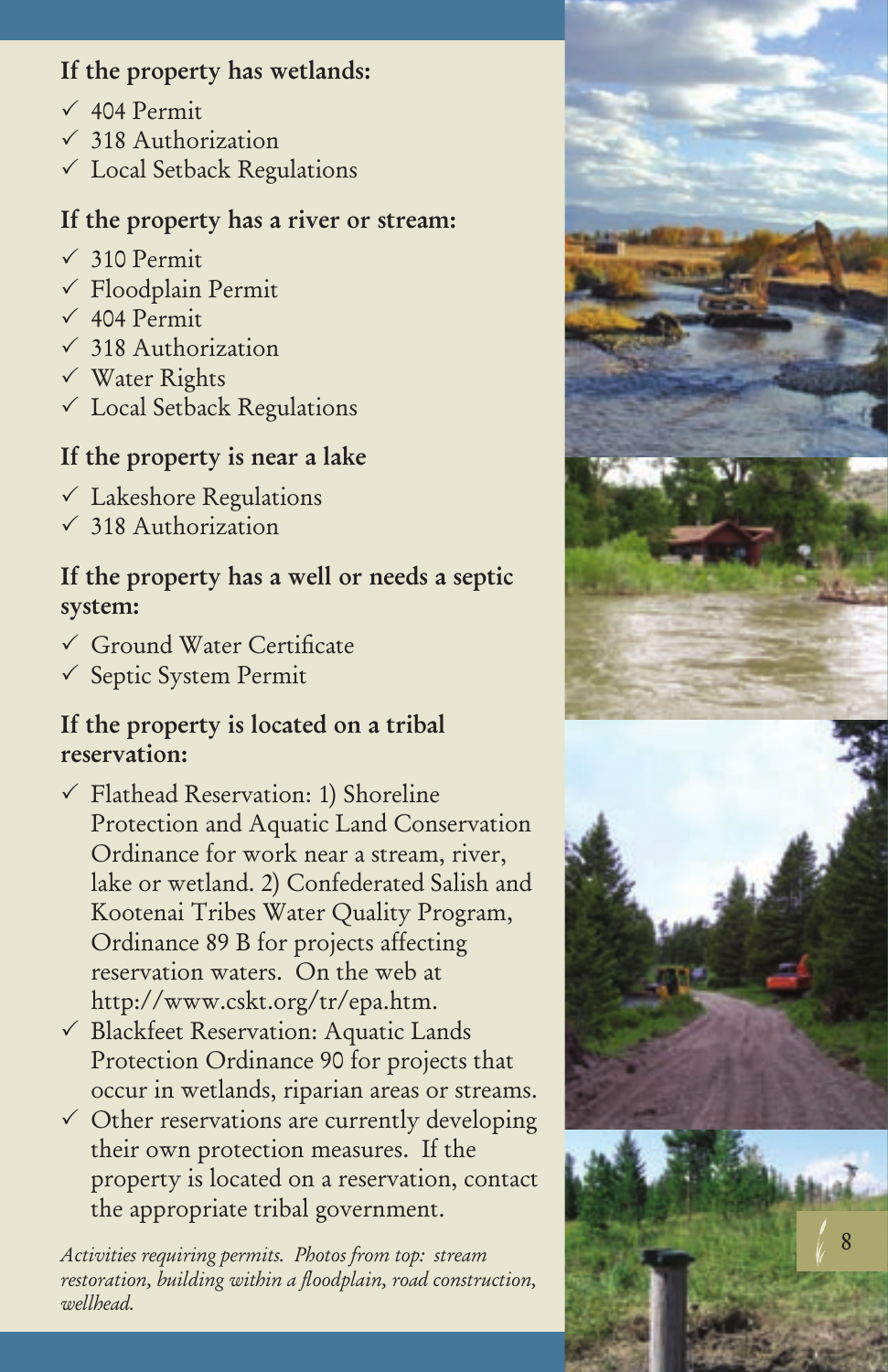**If the property has wetlands:**

- ✓ 404 Permit
- ✓ 318 Authorization
- ✓ Local Setback Regulations

**If the property has a river or stream:**

- ✓ 310 Permit
- ✓ Floodplain Permit
- ✓ 404 Permit
- ✓ 318 Authorization
- ✓ Water Rights
- ✓ Local Setback Regulations

**If the property is near a lake**

- ✓ Lakeshore Regulations
- ✓ 318 Authorization

**If the property has a well or needs a septic system:**

- ✓ Ground Water Certificate
- ✓ Septic System Permit

**If the property is located on a tribal reservation:**

- ✓ Flathead Reservation: 1) Shoreline Protection and Aquatic Land Conservation Ordinance for work near a stream, river, lake or wetland. 2) Confederated Salish and Kootenai Tribes Water Quality Program, Ordinance 89 B for projects affecting reservation waters. On the web at http://www.cskt.org/tr/epa.htm.
- ✓ Blackfeet Reservation: Aquatic Lands Protection Ordinance 90 for projects that occur in wetlands, riparian areas or streams.
- ✓ Other reservations are currently developing their own protection measures. If the property is located on a reservation, contact the appropriate tribal government.

*Activities requiring permits. Photos from top: stream restoration, building within a floodplain, road construction, wellhead.*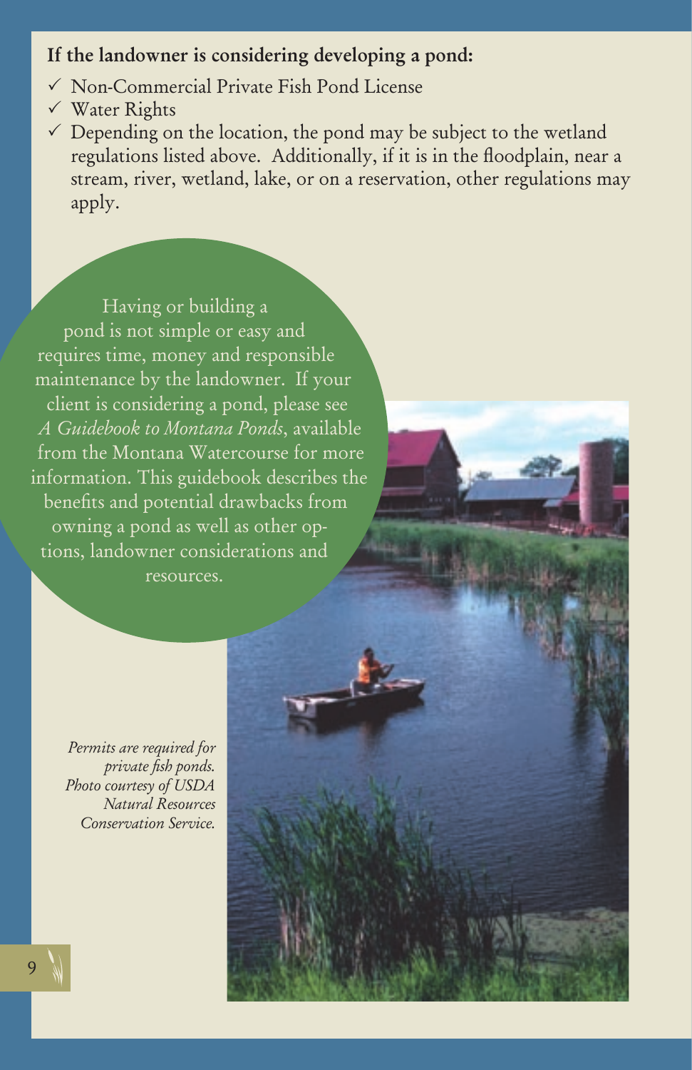**If the landowner is considering developing a pond:**

- ✓ Non-Commercial Private Fish Pond License
- ✓ Water Rights
- ✓ Depending on the location, the pond may be subject to the wetland regulations listed above. Additionally, if it is in the floodplain, near a stream, river, wetland, lake, or on a reservation, other regulations may apply.

Having or building a pond is not simple or easy and requires time, money and responsible maintenance by the landowner. If your client is considering a pond, please see *A Guidebook to Montana Ponds*, available from the Montana Watercourse for more information. This guidebook describes the benefits and potential drawbacks from owning a pond as well as other options, landowner considerations and resources.

*Permits are required for private fish ponds. Photo courtesy of USDA Natural Resources Conservation Service.*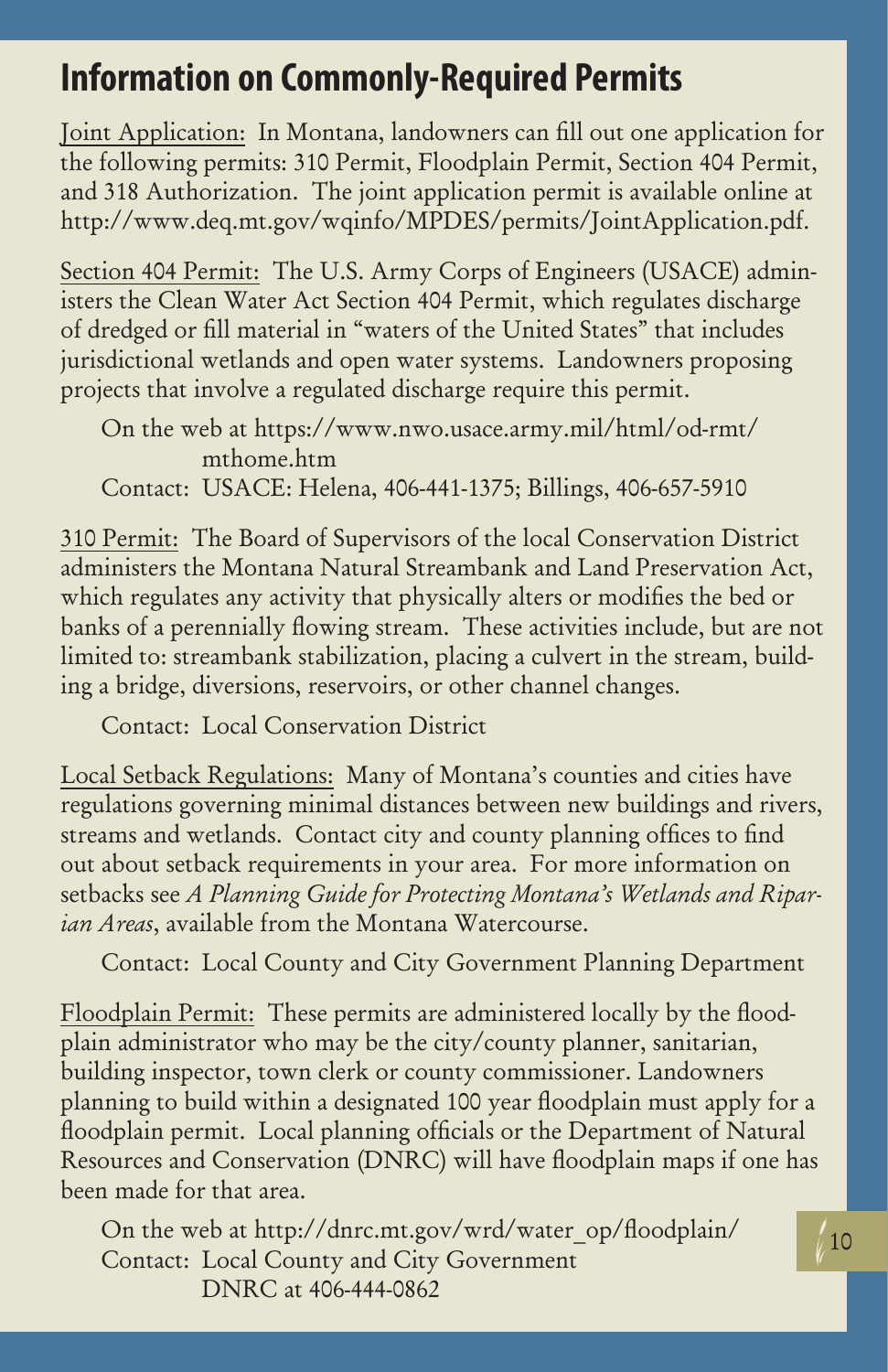## Information on Commonly-Required Permits

Joint Application: In Montana, landowners can fill out one application for the following permits: 310 Permit, Floodplain Permit, Section 404 Permit, and 318 Authorization. The joint application permit is available online at http://www.deq.mt.gov/wqinfo/MPDES/permits/JointApplication.pdf.

Section 404 Permit: The U.S. Army Corps of Engineers (USACE) administers the Clean Water Act Section 404 Permit, which regulates discharge of dredged or fill material in "waters of the United States" that includes jurisdictional wetlands and open water systems. Landowners proposing projects that involve a regulated discharge require this permit.

On the web at https://www.nwo.usace.army.mil/html/od-rmt/mthome.htm
Contact: USACE: Helena, 406-441-1375; Billings, 406-657-5910

310 Permit: The Board of Supervisors of the local Conservation District administers the Montana Natural Streambank and Land Preservation Act, which regulates any activity that physically alters or modifies the bed or banks of a perennially flowing stream. These activities include, but are not limited to: streambank stabilization, placing a culvert in the stream, building a bridge, diversions, reservoirs, or other channel changes.

Contact: Local Conservation District

Local Setback Regulations: Many of Montana's counties and cities have regulations governing minimal distances between new buildings and rivers, streams and wetlands. Contact city and county planning offices to find out about setback requirements in your area. For more information on setbacks see *A Planning Guide for Protecting Montana's Wetlands and Riparian Areas*, available from the Montana Watercourse.

Contact: Local County and City Government Planning Department

Floodplain Permit: These permits are administered locally by the floodplain administrator who may be the city/county planner, sanitarian, building inspector, town clerk or county commissioner. Landowners planning to build within a designated 100 year floodplain must apply for a floodplain permit. Local planning officials or the Department of Natural Resources and Conservation (DNRC) will have floodplain maps if one has been made for that area.

On the web at http://dnrc.mt.gov/wrd/water_op/floodplain/
Contact: Local County and City Government
DNRC at 406-444-0862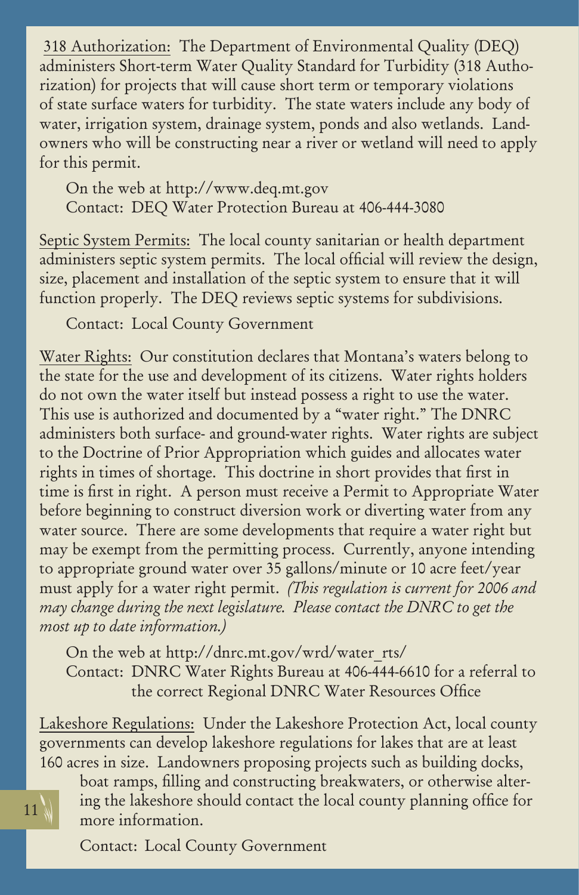318 Authorization: The Department of Environmental Quality (DEQ) administers Short-term Water Quality Standard for Turbidity (318 Authorization) for projects that will cause short term or temporary violations of state surface waters for turbidity. The state waters include any body of water, irrigation system, drainage system, ponds and also wetlands. Landowners who will be constructing near a river or wetland will need to apply for this permit.

On the web at http://www.deq.mt.gov
Contact: DEQ Water Protection Bureau at 406-444-3080

Septic System Permits: The local county sanitarian or health department administers septic system permits. The local official will review the design, size, placement and installation of the septic system to ensure that it will function properly. The DEQ reviews septic systems for subdivisions.

Contact: Local County Government

Water Rights: Our constitution declares that Montana's waters belong to the state for the use and development of its citizens. Water rights holders do not own the water itself but instead possess a right to use the water. This use is authorized and documented by a "water right." The DNRC administers both surface- and ground-water rights. Water rights are subject to the Doctrine of Prior Appropriation which guides and allocates water rights in times of shortage. This doctrine in short provides that first in time is first in right. A person must receive a Permit to Appropriate Water before beginning to construct diversion work or diverting water from any water source. There are some developments that require a water right but may be exempt from the permitting process. Currently, anyone intending to appropriate ground water over 35 gallons/minute or 10 acre feet/year must apply for a water right permit. *(This regulation is current for 2006 and may change during the next legislature. Please contact the DNRC to get the most up to date information.)*

On the web at http://dnrc.mt.gov/wrd/water_rts/
Contact: DNRC Water Rights Bureau at 406-444-6610 for a referral to the correct Regional DNRC Water Resources Office

Lakeshore Regulations: Under the Lakeshore Protection Act, local county governments can develop lakeshore regulations for lakes that are at least 160 acres in size. Landowners proposing projects such as building docks, boat ramps, filling and constructing breakwaters, or otherwise altering the lakeshore should contact the local county planning office for more information.

Contact: Local County Government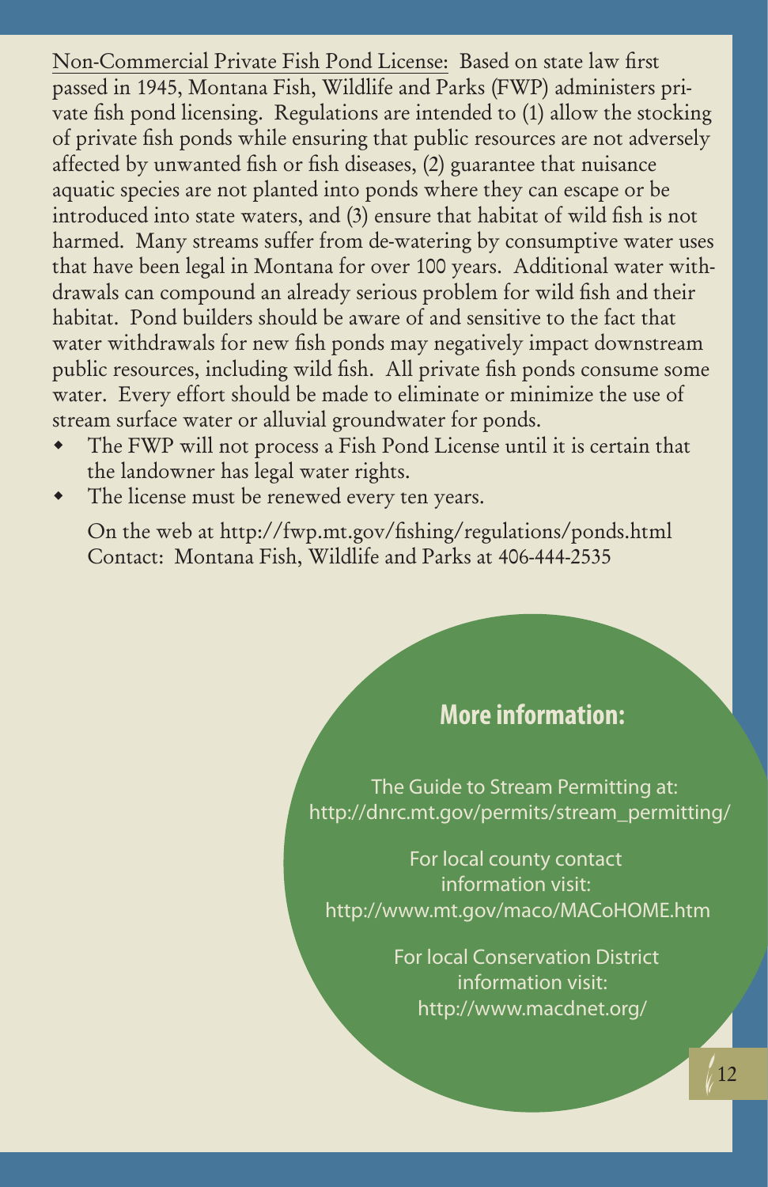Non-Commercial Private Fish Pond License: Based on state law first passed in 1945, Montana Fish, Wildlife and Parks (FWP) administers private fish pond licensing. Regulations are intended to (1) allow the stocking of private fish ponds while ensuring that public resources are not adversely affected by unwanted fish or fish diseases, (2) guarantee that nuisance aquatic species are not planted into ponds where they can escape or be introduced into state waters, and (3) ensure that habitat of wild fish is not harmed. Many streams suffer from de-watering by consumptive water uses that have been legal in Montana for over 100 years. Additional water withdrawals can compound an already serious problem for wild fish and their habitat. Pond builders should be aware of and sensitive to the fact that water withdrawals for new fish ponds may negatively impact downstream public resources, including wild fish. All private fish ponds consume some water. Every effort should be made to eliminate or minimize the use of stream surface water or alluvial groundwater for ponds.

- The FWP will not process a Fish Pond License until it is certain that the landowner has legal water rights.
- The license must be renewed every ten years.

  On the web at http://fwp.mt.gov/fishing/regulations/ponds.html
  Contact: Montana Fish, Wildlife and Parks at 406-444-2535

## More information:

The Guide to Stream Permitting at:
http://dnrc.mt.gov/permits/stream_permitting/

For local county contact information visit:
http://www.mt.gov/maco/MACoHOME.htm

For local Conservation District information visit:
http://www.macdnet.org/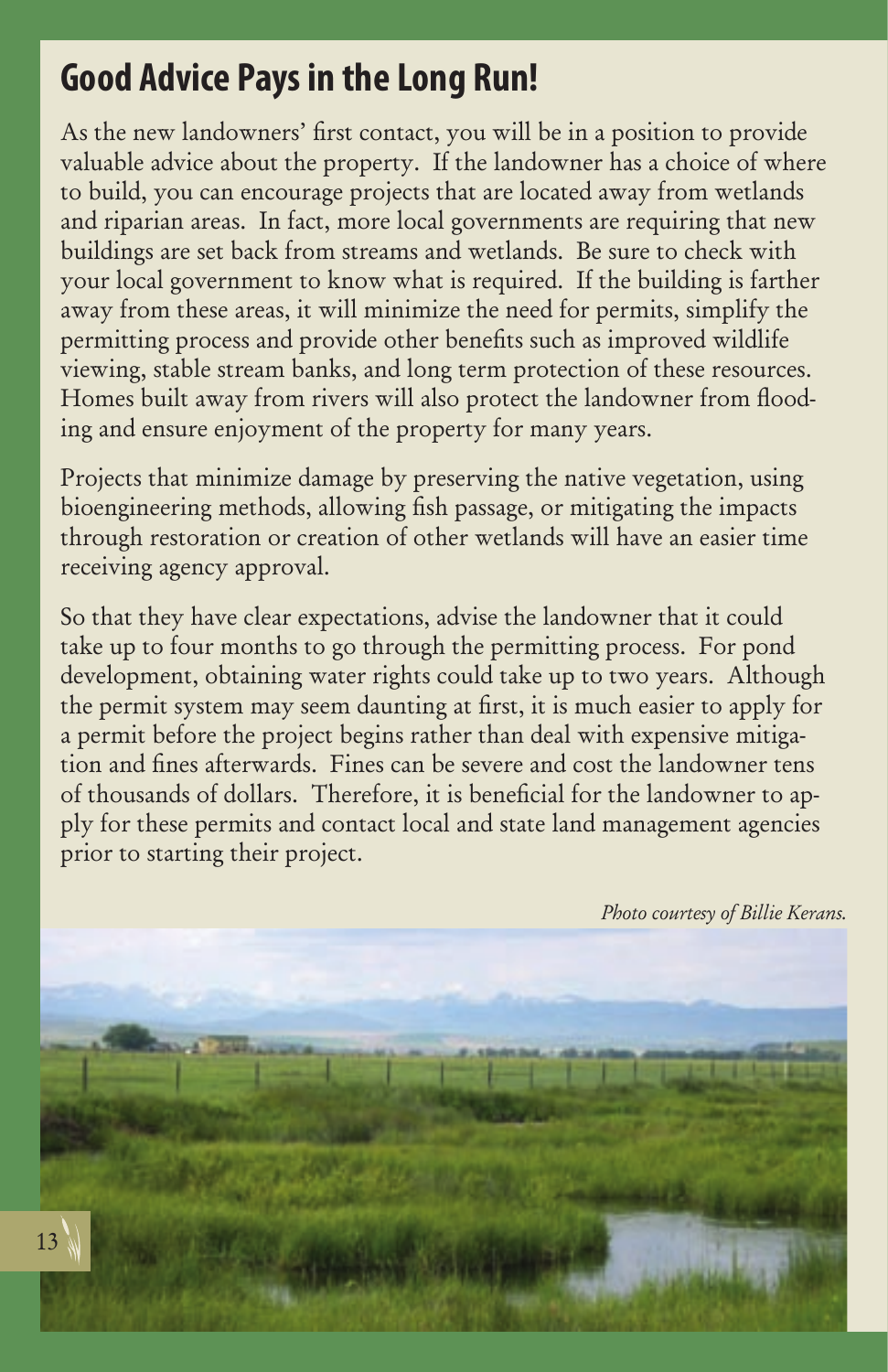## Good Advice Pays in the Long Run!

As the new landowners' first contact, you will be in a position to provide valuable advice about the property. If the landowner has a choice of where to build, you can encourage projects that are located away from wetlands and riparian areas. In fact, more local governments are requiring that new buildings are set back from streams and wetlands. Be sure to check with your local government to know what is required. If the building is farther away from these areas, it will minimize the need for permits, simplify the permitting process and provide other benefits such as improved wildlife viewing, stable stream banks, and long term protection of these resources. Homes built away from rivers will also protect the landowner from flooding and ensure enjoyment of the property for many years.

Projects that minimize damage by preserving the native vegetation, using bioengineering methods, allowing fish passage, or mitigating the impacts through restoration or creation of other wetlands will have an easier time receiving agency approval.

So that they have clear expectations, advise the landowner that it could take up to four months to go through the permitting process. For pond development, obtaining water rights could take up to two years. Although the permit system may seem daunting at first, it is much easier to apply for a permit before the project begins rather than deal with expensive mitigation and fines afterwards. Fines can be severe and cost the landowner tens of thousands of dollars. Therefore, it is beneficial for the landowner to apply for these permits and contact local and state land management agencies prior to starting their project.

*Photo courtesy of Billie Kerans.*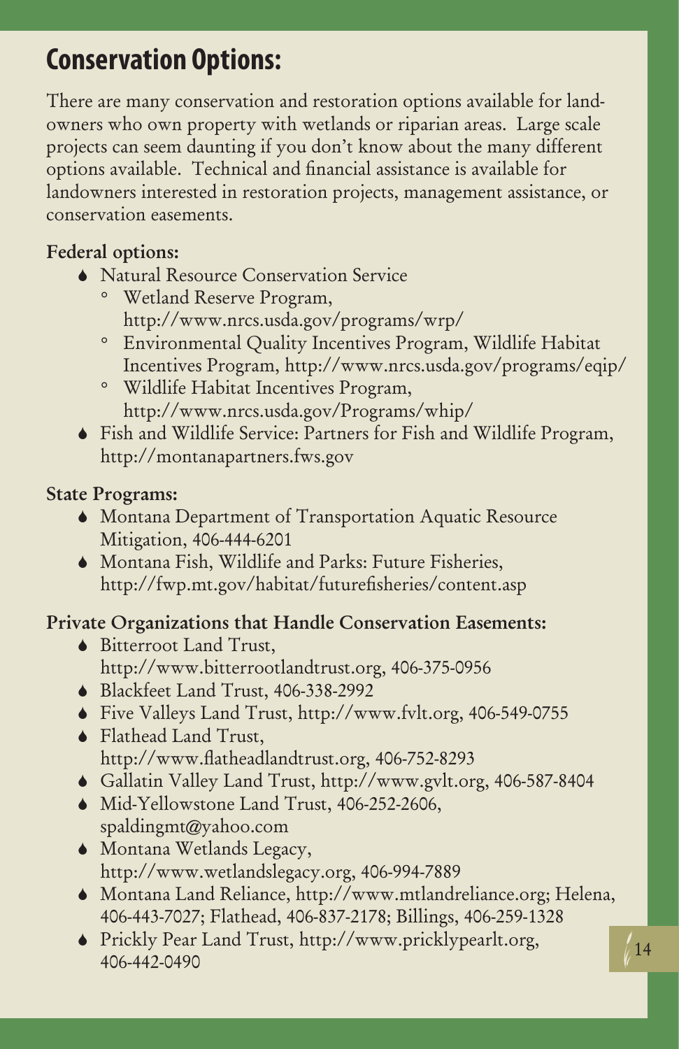# Conservation Options:

There are many conservation and restoration options available for land-owners who own property with wetlands or riparian areas. Large scale projects can seem daunting if you don't know about the many different options available. Technical and financial assistance is available for landowners interested in restoration projects, management assistance, or conservation easements.

**Federal options:**

- Natural Resource Conservation Service
  - Wetland Reserve Program, http://www.nrcs.usda.gov/programs/wrp/
  - Environmental Quality Incentives Program, Wildlife Habitat Incentives Program, http://www.nrcs.usda.gov/programs/eqip/
  - Wildlife Habitat Incentives Program, http://www.nrcs.usda.gov/Programs/whip/
- Fish and Wildlife Service: Partners for Fish and Wildlife Program, http://montanapartners.fws.gov

**State Programs:**

- Montana Department of Transportation Aquatic Resource Mitigation, 406-444-6201
- Montana Fish, Wildlife and Parks: Future Fisheries, http://fwp.mt.gov/habitat/futurefisheries/content.asp

**Private Organizations that Handle Conservation Easements:**

- Bitterroot Land Trust, http://www.bitterrootlandtrust.org, 406-375-0956
- Blackfeet Land Trust, 406-338-2992
- Five Valleys Land Trust, http://www.fvlt.org, 406-549-0755
- Flathead Land Trust, http://www.flatheadlandtrust.org, 406-752-8293
- Gallatin Valley Land Trust, http://www.gvlt.org, 406-587-8404
- Mid-Yellowstone Land Trust, 406-252-2606, spaldingmt@yahoo.com
- Montana Wetlands Legacy, http://www.wetlandslegacy.org, 406-994-7889
- Montana Land Reliance, http://www.mtlandreliance.org; Helena, 406-443-7027; Flathead, 406-837-2178; Billings, 406-259-1328
- Prickly Pear Land Trust, http://www.pricklypearlt.org, 406-442-0490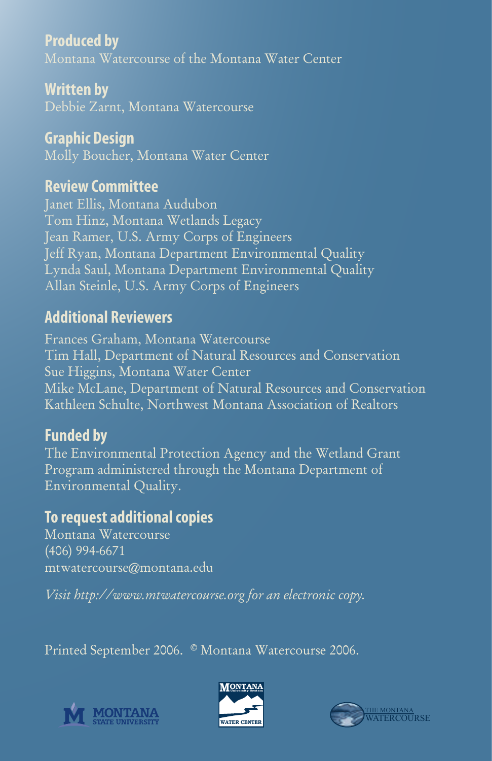**Produced by**
Montana Watercourse of the Montana Water Center

**Written by**
Debbie Zarnt, Montana Watercourse

**Graphic Design**
Molly Boucher, Montana Water Center

**Review Committee**
Janet Ellis, Montana Audubon
Tom Hinz, Montana Wetlands Legacy
Jean Ramer, U.S. Army Corps of Engineers
Jeff Ryan, Montana Department Environmental Quality
Lynda Saul, Montana Department Environmental Quality
Allan Steinle, U.S. Army Corps of Engineers

**Additional Reviewers**
Frances Graham, Montana Watercourse
Tim Hall, Department of Natural Resources and Conservation
Sue Higgins, Montana Water Center
Mike McLane, Department of Natural Resources and Conservation
Kathleen Schulte, Northwest Montana Association of Realtors

**Funded by**
The Environmental Protection Agency and the Wetland Grant Program administered through the Montana Department of Environmental Quality.

**To request additional copies**
Montana Watercourse
(406) 994-6671
mtwatercourse@montana.edu

*Visit http://www.mtwatercourse.org for an electronic copy.*

Printed September 2006. © Montana Watercourse 2006.

MONTANA STATE UNIVERSITY

MONTANA University System WATER CENTER

THE MONTANA WATERCOURSE